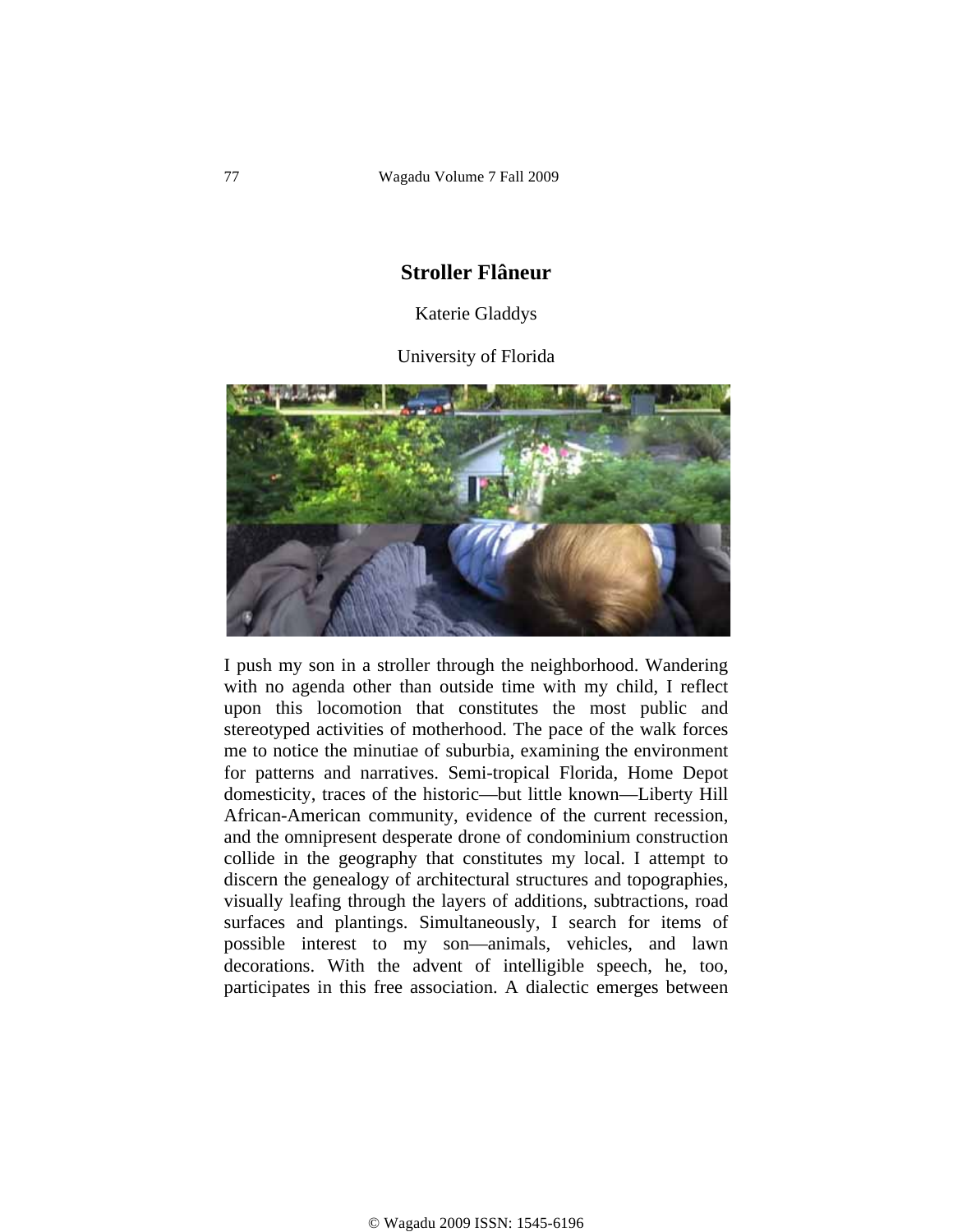# Stroller Flâneur

Katerie Gladdys

University of Florida

I push my son in a stroller through the neighborhood. Wandering with no agenda other than outside time with my child, I reflect upon this locomotion that constitutes the most public and stereotyped activities of motherhood. The pace of the walk forces me to notice the minutiae of suburbia, examining the environment for patterns and narratives. Semi-tropical Florida, Home Depot domesticity, traces of the historic—but little known—Liberty Hill African-American community, evidence of the current recession, and the omnipresent desperate drone of condominium construction collide in the geography that constitutes my local. I attempt to discern the genealogy of architectural structures and topographies, visually leafing through the layers of additions, subtractions, road surfaces and plantings. Simultaneously, I search for items of possible interest to my son—animals, vehicles, and lawn decorations. With the advent of intelligible speech, he, too, participates in this free association. A dialectic emerges between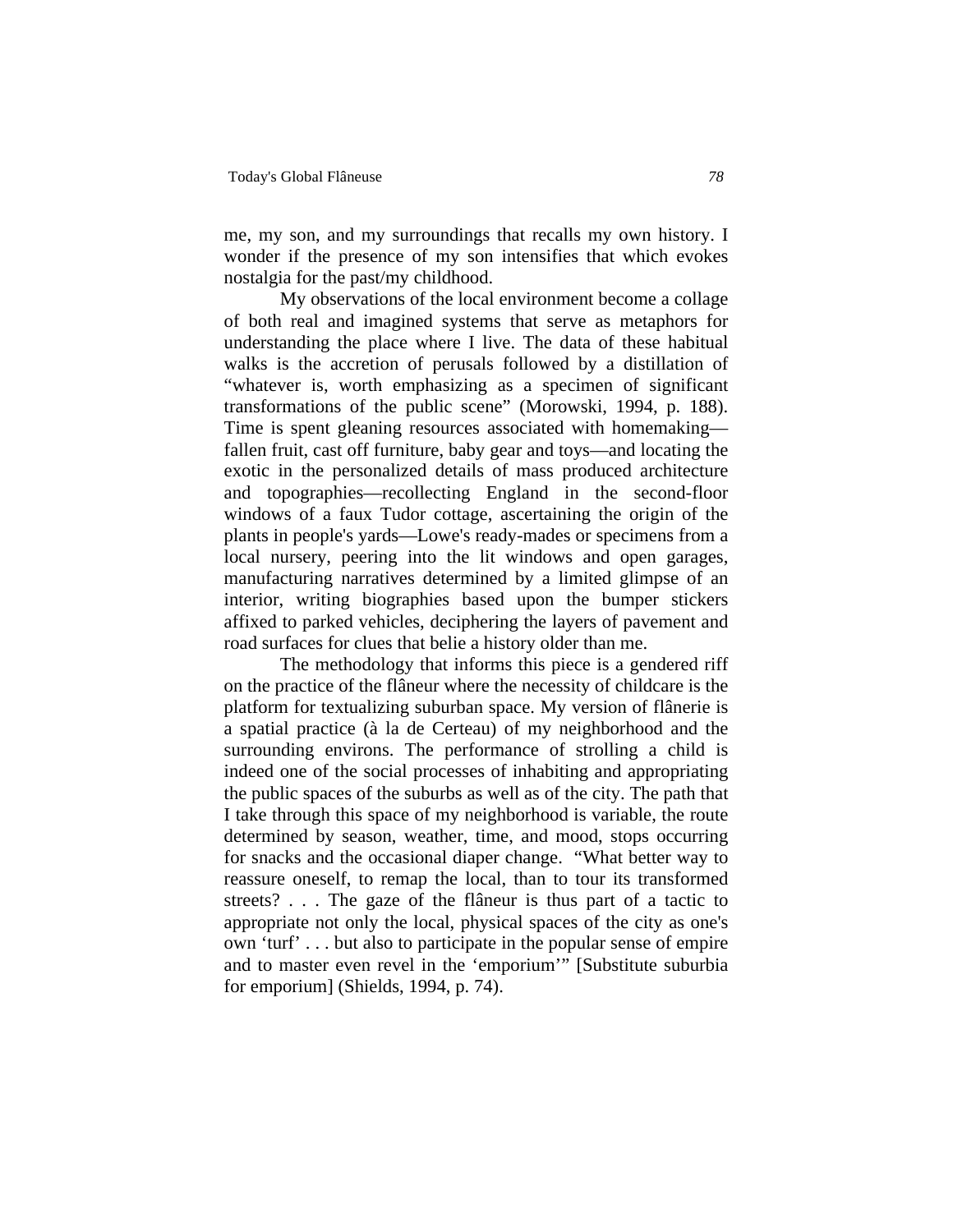me, my son, and my surroundings that recalls my own history. I wonder if the presence of my son intensifies that which evokes nostalgia for the past/my childhood.

My observations of the local environment become a collage of both real and imagined systems that serve as metaphors for understanding the place where I live. The data of these habitual walks is the accretion of perusals followed by a distillation of "whatever is, worth emphasizing as a specimen of significant transformations of the public scene" (Morowski, 1994, p. 188). Time is spent gleaning resources associated with homemaking—fallen fruit, cast off furniture, baby gear and toys—and locating the exotic in the personalized details of mass produced architecture and topographies—recollecting England in the second-floor windows of a faux Tudor cottage, ascertaining the origin of the plants in people's yards—Lowe's ready-mades or specimens from a local nursery, peering into the lit windows and open garages, manufacturing narratives determined by a limited glimpse of an interior, writing biographies based upon the bumper stickers affixed to parked vehicles, deciphering the layers of pavement and road surfaces for clues that belie a history older than me.

The methodology that informs this piece is a gendered riff on the practice of the flâneur where the necessity of childcare is the platform for textualizing suburban space. My version of flânerie is a spatial practice (à la de Certeau) of my neighborhood and the surrounding environs. The performance of strolling a child is indeed one of the social processes of inhabiting and appropriating the public spaces of the suburbs as well as of the city. The path that I take through this space of my neighborhood is variable, the route determined by season, weather, time, and mood, stops occurring for snacks and the occasional diaper change. "What better way to reassure oneself, to remap the local, than to tour its transformed streets? . . . The gaze of the flâneur is thus part of a tactic to appropriate not only the local, physical spaces of the city as one's own 'turf' . . . but also to participate in the popular sense of empire and to master even revel in the 'emporium'" [Substitute suburbia for emporium] (Shields, 1994, p. 74).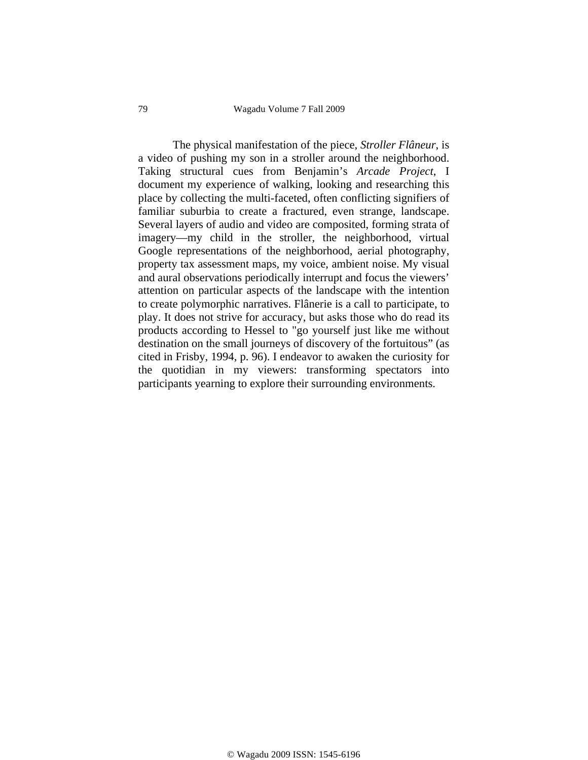The physical manifestation of the piece, *Stroller Flâneur*, is a video of pushing my son in a stroller around the neighborhood. Taking structural cues from Benjamin's *Arcade Project*, I document my experience of walking, looking and researching this place by collecting the multi-faceted, often conflicting signifiers of familiar suburbia to create a fractured, even strange, landscape. Several layers of audio and video are composited, forming strata of imagery—my child in the stroller, the neighborhood, virtual Google representations of the neighborhood, aerial photography, property tax assessment maps, my voice, ambient noise. My visual and aural observations periodically interrupt and focus the viewers' attention on particular aspects of the landscape with the intention to create polymorphic narratives. Flânerie is a call to participate, to play. It does not strive for accuracy, but asks those who do read its products according to Hessel to "go yourself just like me without destination on the small journeys of discovery of the fortuitous" (as cited in Frisby, 1994, p. 96). I endeavor to awaken the curiosity for the quotidian in my viewers: transforming spectators into participants yearning to explore their surrounding environments.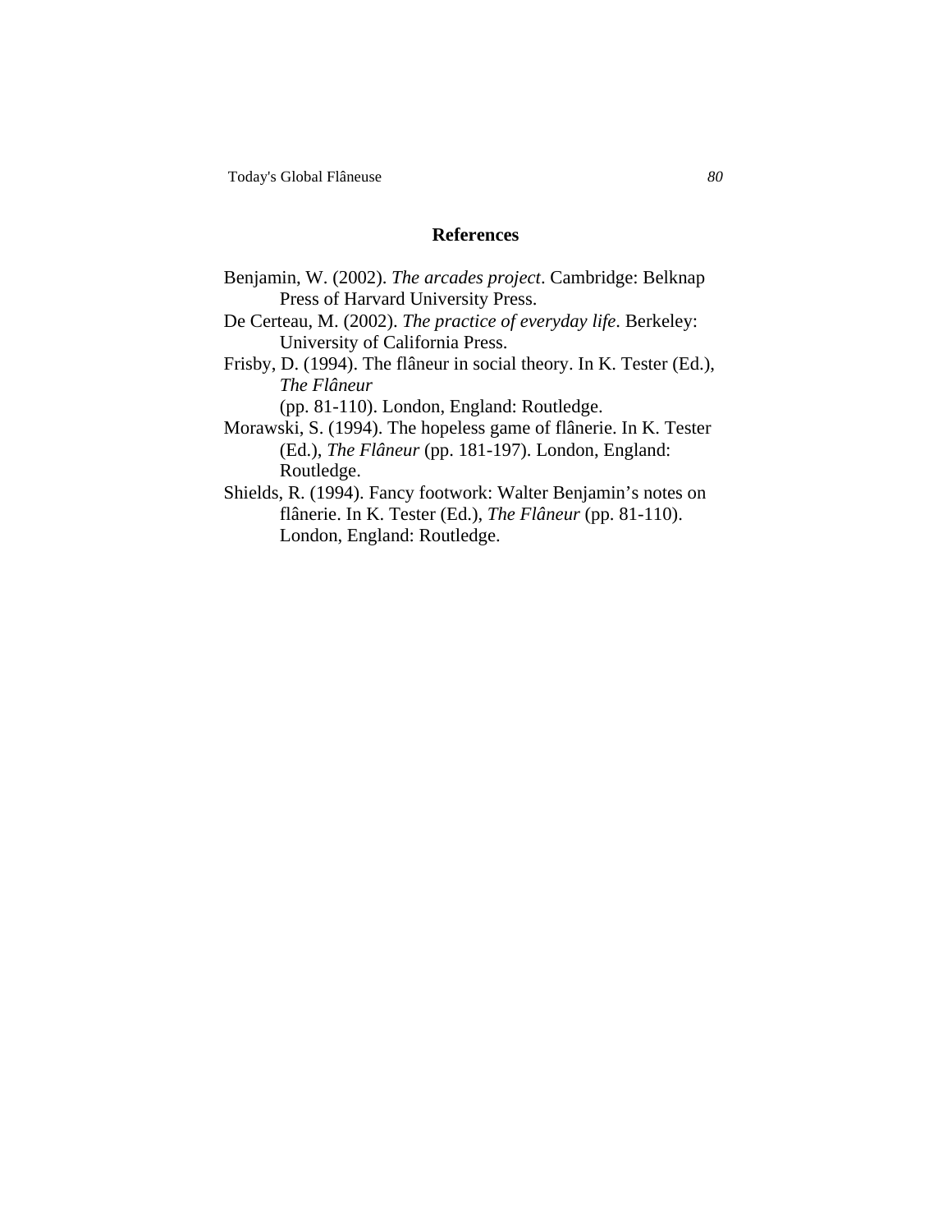## References

Benjamin, W. (2002). *The arcades project*. Cambridge: Belknap Press of Harvard University Press.

De Certeau, M. (2002). *The practice of everyday life*. Berkeley: University of California Press.

Frisby, D. (1994). The flâneur in social theory. In K. Tester (Ed.), *The Flâneur* (pp. 81-110). London, England: Routledge.

Morawski, S. (1994). The hopeless game of flânerie. In K. Tester (Ed.), *The Flâneur* (pp. 181-197). London, England: Routledge.

Shields, R. (1994). Fancy footwork: Walter Benjamin's notes on flânerie. In K. Tester (Ed.), *The Flâneur* (pp. 81-110). London, England: Routledge.